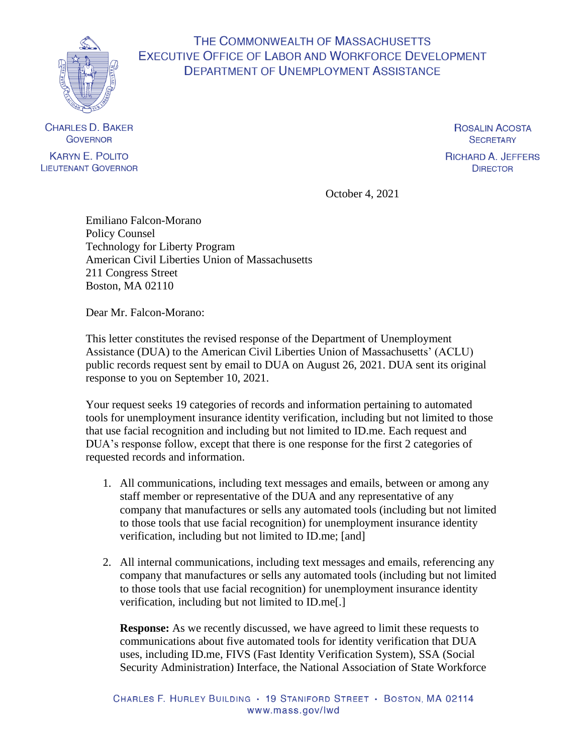# THE COMMONWEALTH OF MASSACHUSETTS
## EXECUTIVE OFFICE OF LABOR AND WORKFORCE DEVELOPMENT
## DEPARTMENT OF UNEMPLOYMENT ASSISTANCE

CHARLES D. BAKER
GOVERNOR

KARYN E. POLITO
LIEUTENANT GOVERNOR

ROSALIN ACOSTA
SECRETARY

RICHARD A. JEFFERS
DIRECTOR

October 4, 2021

Emiliano Falcon-Morano
Policy Counsel
Technology for Liberty Program
American Civil Liberties Union of Massachusetts
211 Congress Street
Boston, MA 02110

Dear Mr. Falcon-Morano:

This letter constitutes the revised response of the Department of Unemployment Assistance (DUA) to the American Civil Liberties Union of Massachusetts' (ACLU) public records request sent by email to DUA on August 26, 2021. DUA sent its original response to you on September 10, 2021.

Your request seeks 19 categories of records and information pertaining to automated tools for unemployment insurance identity verification, including but not limited to those that use facial recognition and including but not limited to ID.me. Each request and DUA's response follow, except that there is one response for the first 2 categories of requested records and information.

1. All communications, including text messages and emails, between or among any staff member or representative of the DUA and any representative of any company that manufactures or sells any automated tools (including but not limited to those tools that use facial recognition) for unemployment insurance identity verification, including but not limited to ID.me; [and]

2. All internal communications, including text messages and emails, referencing any company that manufactures or sells any automated tools (including but not limited to those tools that use facial recognition) for unemployment insurance identity verification, including but not limited to ID.me[.]

   **Response:** As we recently discussed, we have agreed to limit these requests to communications about five automated tools for identity verification that DUA uses, including ID.me, FIVS (Fast Identity Verification System), SSA (Social Security Administration) Interface, the National Association of State Workforce

CHARLES F. HURLEY BUILDING • 19 STANIFORD STREET • BOSTON, MA 02114
www.mass.gov/lwd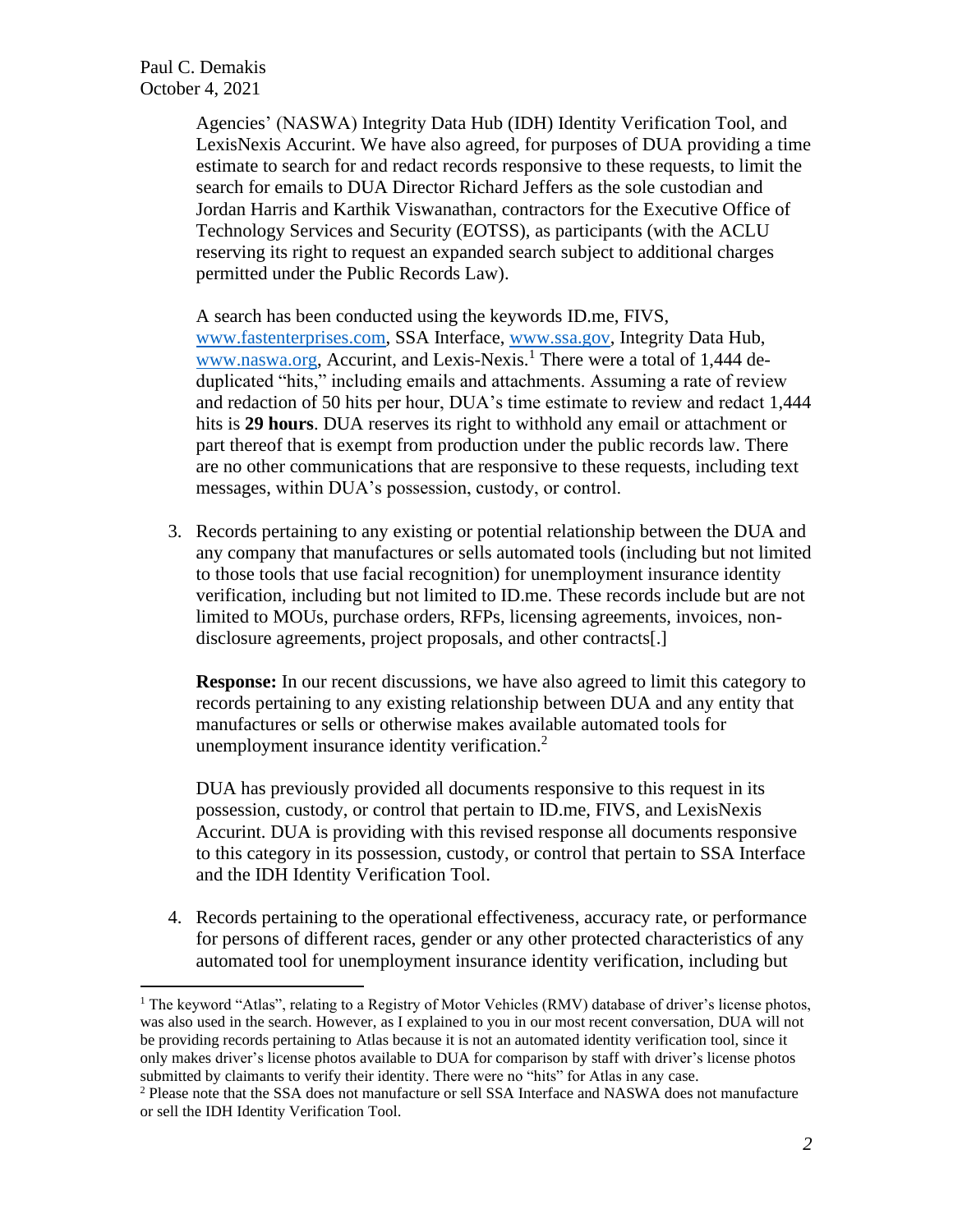Agencies' (NASWA) Integrity Data Hub (IDH) Identity Verification Tool, and LexisNexis Accurint. We have also agreed, for purposes of DUA providing a time estimate to search for and redact records responsive to these requests, to limit the search for emails to DUA Director Richard Jeffers as the sole custodian and Jordan Harris and Karthik Viswanathan, contractors for the Executive Office of Technology Services and Security (EOTSS), as participants (with the ACLU reserving its right to request an expanded search subject to additional charges permitted under the Public Records Law).

A search has been conducted using the keywords ID.me, FIVS, www.fastenterprises.com, SSA Interface, www.ssa.gov, Integrity Data Hub, www.naswa.org, Accurint, and Lexis-Nexis.[1] There were a total of 1,444 de-duplicated "hits," including emails and attachments. Assuming a rate of review and redaction of 50 hits per hour, DUA's time estimate to review and redact 1,444 hits is **29 hours**. DUA reserves its right to withhold any email or attachment or part thereof that is exempt from production under the public records law. There are no other communications that are responsive to these requests, including text messages, within DUA's possession, custody, or control.

3. Records pertaining to any existing or potential relationship between the DUA and any company that manufactures or sells automated tools (including but not limited to those tools that use facial recognition) for unemployment insurance identity verification, including but not limited to ID.me. These records include but are not limited to MOUs, purchase orders, RFPs, licensing agreements, invoices, non-disclosure agreements, project proposals, and other contracts[.]

   **Response:** In our recent discussions, we have also agreed to limit this category to records pertaining to any existing relationship between DUA and any entity that manufactures or sells or otherwise makes available automated tools for unemployment insurance identity verification.[2]

   DUA has previously provided all documents responsive to this request in its possession, custody, or control that pertain to ID.me, FIVS, and LexisNexis Accurint. DUA is providing with this revised response all documents responsive to this category in its possession, custody, or control that pertain to SSA Interface and the IDH Identity Verification Tool.

4. Records pertaining to the operational effectiveness, accuracy rate, or performance for persons of different races, gender or any other protected characteristics of any automated tool for unemployment insurance identity verification, including but

---

[1] The keyword "Atlas", relating to a Registry of Motor Vehicles (RMV) database of driver's license photos, was also used in the search. However, as I explained to you in our most recent conversation, DUA will not be providing records pertaining to Atlas because it is not an automated identity verification tool, since it only makes driver's license photos available to DUA for comparison by staff with driver's license photos submitted by claimants to verify their identity. There were no "hits" for Atlas in any case.

[2] Please note that the SSA does not manufacture or sell SSA Interface and NASWA does not manufacture or sell the IDH Identity Verification Tool.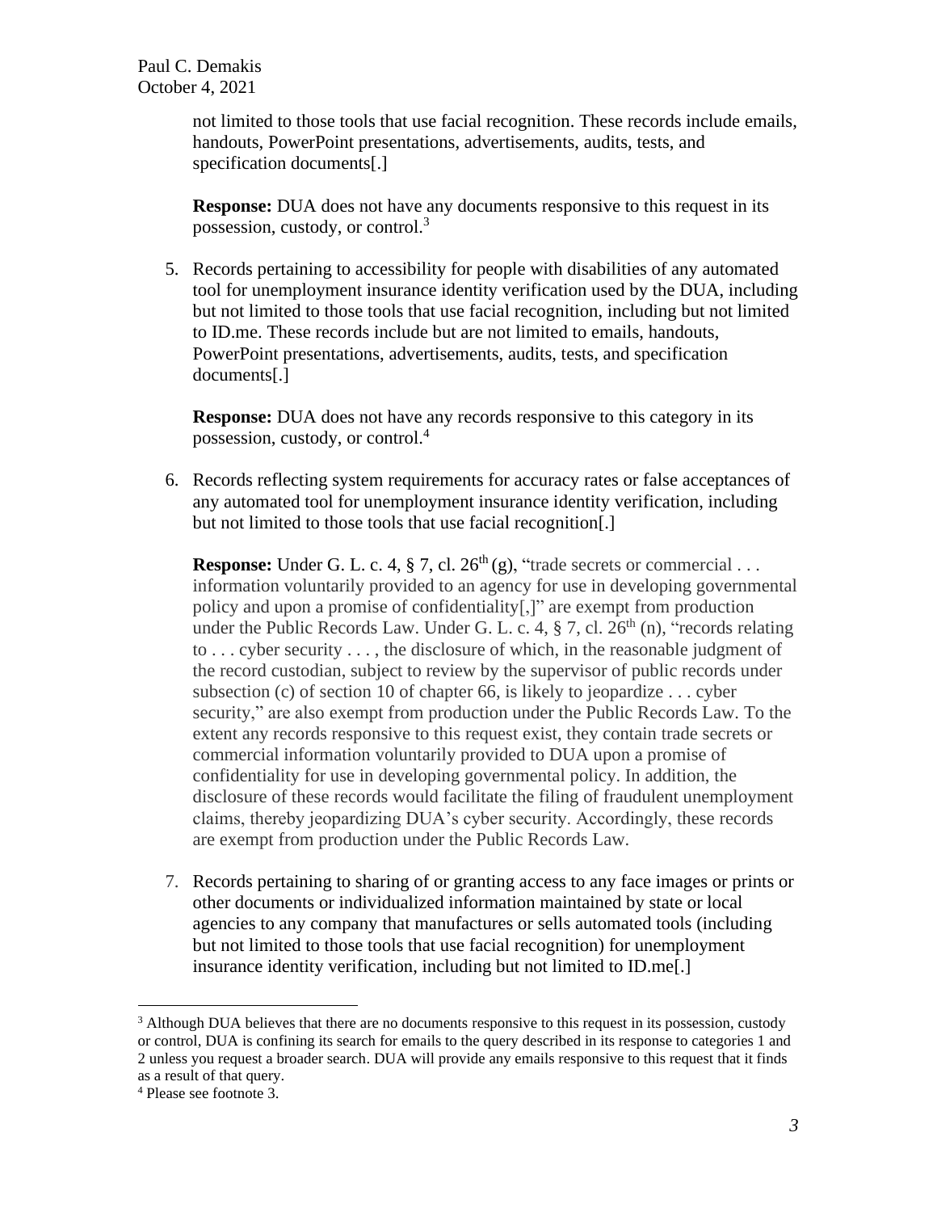not limited to those tools that use facial recognition. These records include emails, handouts, PowerPoint presentations, advertisements, audits, tests, and specification documents[.]

**Response:** DUA does not have any documents responsive to this request in its possession, custody, or control.[3]

5. Records pertaining to accessibility for people with disabilities of any automated tool for unemployment insurance identity verification used by the DUA, including but not limited to those tools that use facial recognition, including but not limited to ID.me. These records include but are not limited to emails, handouts, PowerPoint presentations, advertisements, audits, tests, and specification documents[.]

   **Response:** DUA does not have any records responsive to this category in its possession, custody, or control.[4]

6. Records reflecting system requirements for accuracy rates or false acceptances of any automated tool for unemployment insurance identity verification, including but not limited to those tools that use facial recognition[.]

   **Response:** Under G. L. c. 4, § 7, cl. 26th (g), "trade secrets or commercial . . . information voluntarily provided to an agency for use in developing governmental policy and upon a promise of confidentiality[,]" are exempt from production under the Public Records Law. Under G. L. c. 4, § 7, cl. 26th (n), "records relating to . . . cyber security . . . , the disclosure of which, in the reasonable judgment of the record custodian, subject to review by the supervisor of public records under subsection (c) of section 10 of chapter 66, is likely to jeopardize . . . cyber security," are also exempt from production under the Public Records Law. To the extent any records responsive to this request exist, they contain trade secrets or commercial information voluntarily provided to DUA upon a promise of confidentiality for use in developing governmental policy. In addition, the disclosure of these records would facilitate the filing of fraudulent unemployment claims, thereby jeopardizing DUA's cyber security. Accordingly, these records are exempt from production under the Public Records Law.

7. Records pertaining to sharing of or granting access to any face images or prints or other documents or individualized information maintained by state or local agencies to any company that manufactures or sells automated tools (including but not limited to those tools that use facial recognition) for unemployment insurance identity verification, including but not limited to ID.me[.]

---

[3] Although DUA believes that there are no documents responsive to this request in its possession, custody or control, DUA is confining its search for emails to the query described in its response to categories 1 and 2 unless you request a broader search. DUA will provide any emails responsive to this request that it finds as a result of that query.

[4] Please see footnote 3.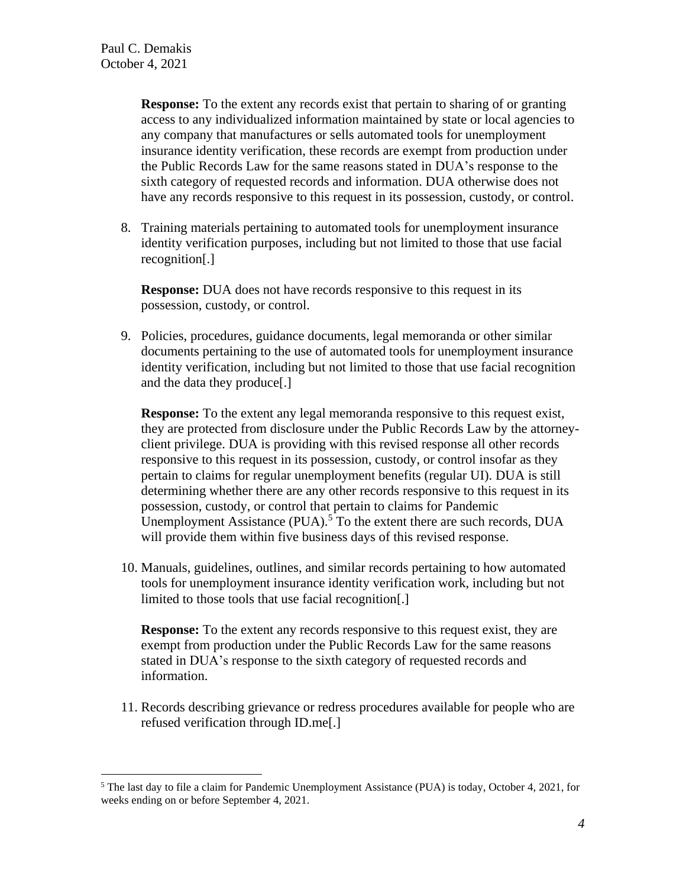**Response:** To the extent any records exist that pertain to sharing of or granting access to any individualized information maintained by state or local agencies to any company that manufactures or sells automated tools for unemployment insurance identity verification, these records are exempt from production under the Public Records Law for the same reasons stated in DUA's response to the sixth category of requested records and information. DUA otherwise does not have any records responsive to this request in its possession, custody, or control.

8. Training materials pertaining to automated tools for unemployment insurance identity verification purposes, including but not limited to those that use facial recognition[.]

   **Response:** DUA does not have records responsive to this request in its possession, custody, or control.

9. Policies, procedures, guidance documents, legal memoranda or other similar documents pertaining to the use of automated tools for unemployment insurance identity verification, including but not limited to those that use facial recognition and the data they produce[.]

   **Response:** To the extent any legal memoranda responsive to this request exist, they are protected from disclosure under the Public Records Law by the attorney-client privilege. DUA is providing with this revised response all other records responsive to this request in its possession, custody, or control insofar as they pertain to claims for regular unemployment benefits (regular UI). DUA is still determining whether there are any other records responsive to this request in its possession, custody, or control that pertain to claims for Pandemic Unemployment Assistance (PUA).[5] To the extent there are such records, DUA will provide them within five business days of this revised response.

10. Manuals, guidelines, outlines, and similar records pertaining to how automated tools for unemployment insurance identity verification work, including but not limited to those tools that use facial recognition[.]

    **Response:** To the extent any records responsive to this request exist, they are exempt from production under the Public Records Law for the same reasons stated in DUA's response to the sixth category of requested records and information.

11. Records describing grievance or redress procedures available for people who are refused verification through ID.me[.]

---

[5] The last day to file a claim for Pandemic Unemployment Assistance (PUA) is today, October 4, 2021, for weeks ending on or before September 4, 2021.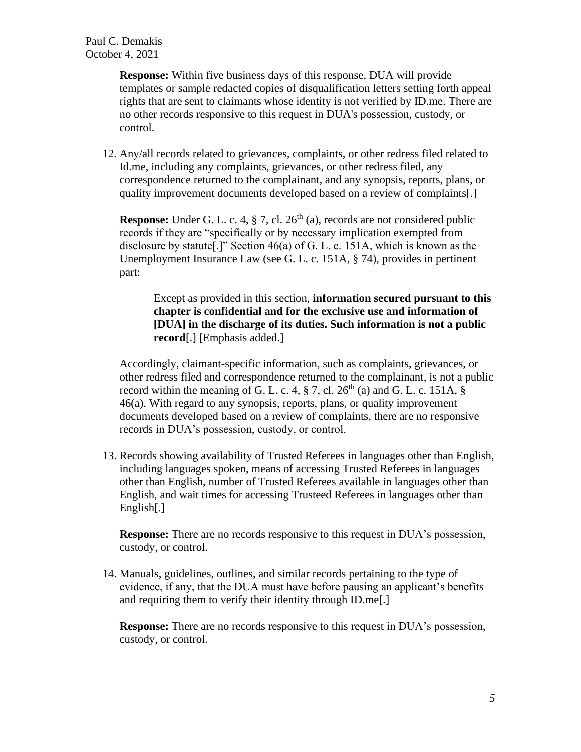**Response:** Within five business days of this response, DUA will provide templates or sample redacted copies of disqualification letters setting forth appeal rights that are sent to claimants whose identity is not verified by ID.me. There are no other records responsive to this request in DUA's possession, custody, or control.

12. Any/all records related to grievances, complaints, or other redress filed related to Id.me, including any complaints, grievances, or other redress filed, any correspondence returned to the complainant, and any synopsis, reports, plans, or quality improvement documents developed based on a review of complaints[.]

    **Response:** Under G. L. c. 4, § 7, cl. 26th (a), records are not considered public records if they are "specifically or by necessary implication exempted from disclosure by statute[.]" Section 46(a) of G. L. c. 151A, which is known as the Unemployment Insurance Law (see G. L. c. 151A, § 74), provides in pertinent part:

    > Except as provided in this section, **information secured pursuant to this chapter is confidential and for the exclusive use and information of [DUA] in the discharge of its duties. Such information is not a public record**[.] [Emphasis added.]

    Accordingly, claimant-specific information, such as complaints, grievances, or other redress filed and correspondence returned to the complainant, is not a public record within the meaning of G. L. c. 4, § 7, cl. 26th (a) and G. L. c. 151A, § 46(a). With regard to any synopsis, reports, plans, or quality improvement documents developed based on a review of complaints, there are no responsive records in DUA's possession, custody, or control.

13. Records showing availability of Trusted Referees in languages other than English, including languages spoken, means of accessing Trusted Referees in languages other than English, number of Trusted Referees available in languages other than English, and wait times for accessing Trusteed Referees in languages other than English[.]

    **Response:** There are no records responsive to this request in DUA's possession, custody, or control.

14. Manuals, guidelines, outlines, and similar records pertaining to the type of evidence, if any, that the DUA must have before pausing an applicant's benefits and requiring them to verify their identity through ID.me[.]

    **Response:** There are no records responsive to this request in DUA's possession, custody, or control.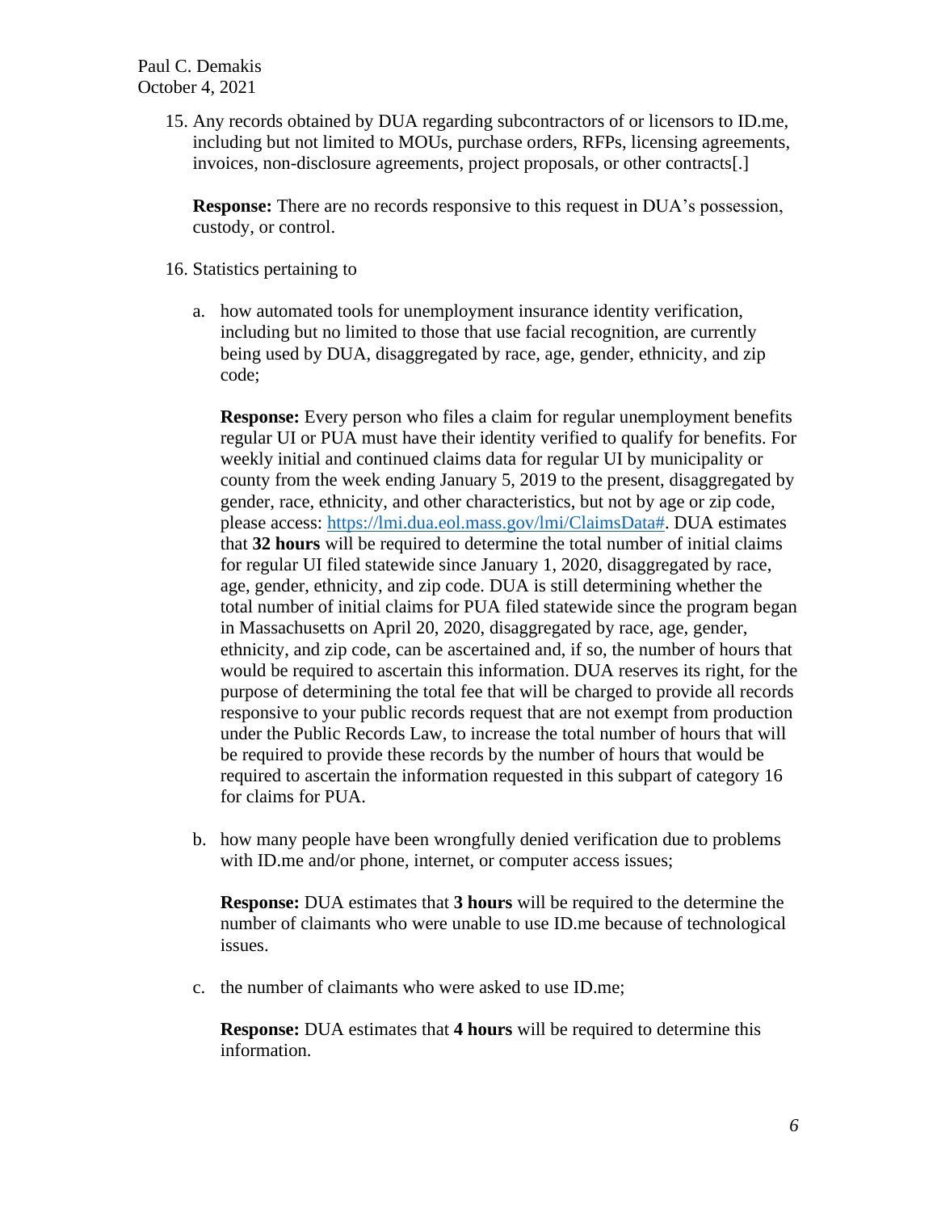15. Any records obtained by DUA regarding subcontractors of or licensors to ID.me, including but not limited to MOUs, purchase orders, RFPs, licensing agreements, invoices, non-disclosure agreements, project proposals, or other contracts[.]

    **Response:** There are no records responsive to this request in DUA's possession, custody, or control.

16. Statistics pertaining to

    a. how automated tools for unemployment insurance identity verification, including but no limited to those that use facial recognition, are currently being used by DUA, disaggregated by race, age, gender, ethnicity, and zip code;

       **Response:** Every person who files a claim for regular unemployment benefits regular UI or PUA must have their identity verified to qualify for benefits. For weekly initial and continued claims data for regular UI by municipality or county from the week ending January 5, 2019 to the present, disaggregated by gender, race, ethnicity, and other characteristics, but not by age or zip code, please access: [https://lmi.dua.eol.mass.gov/lmi/ClaimsData#](https://lmi.dua.eol.mass.gov/lmi/ClaimsData#). DUA estimates that **32 hours** will be required to determine the total number of initial claims for regular UI filed statewide since January 1, 2020, disaggregated by race, age, gender, ethnicity, and zip code. DUA is still determining whether the total number of initial claims for PUA filed statewide since the program began in Massachusetts on April 20, 2020, disaggregated by race, age, gender, ethnicity, and zip code, can be ascertained and, if so, the number of hours that would be required to ascertain this information. DUA reserves its right, for the purpose of determining the total fee that will be charged to provide all records responsive to your public records request that are not exempt from production under the Public Records Law, to increase the total number of hours that will be required to provide these records by the number of hours that would be required to ascertain the information requested in this subpart of category 16 for claims for PUA.

    b. how many people have been wrongfully denied verification due to problems with ID.me and/or phone, internet, or computer access issues;

       **Response:** DUA estimates that **3 hours** will be required to the determine the number of claimants who were unable to use ID.me because of technological issues.

    c. the number of claimants who were asked to use ID.me;

       **Response:** DUA estimates that **4 hours** will be required to determine this information.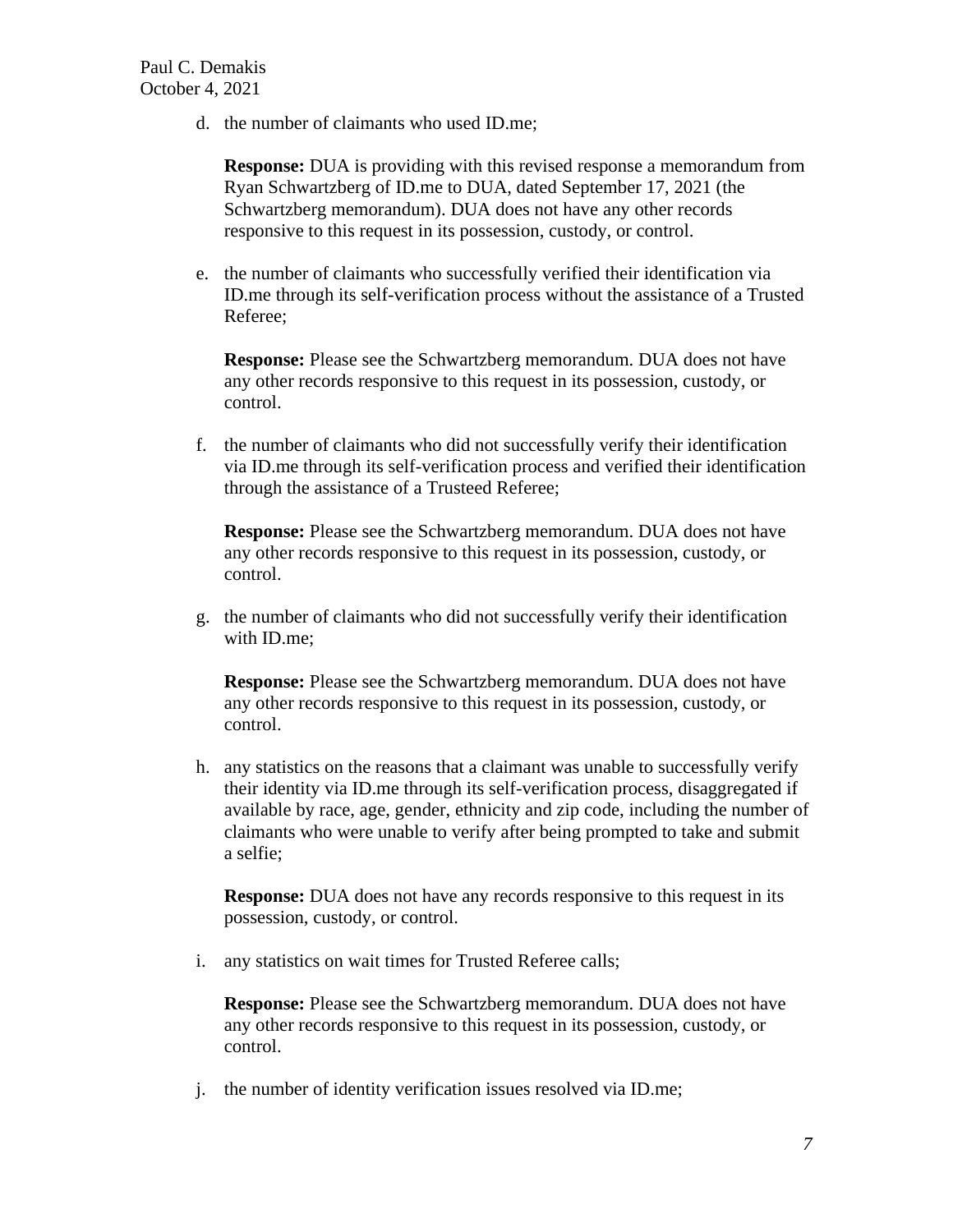d. the number of claimants who used ID.me;

   **Response:** DUA is providing with this revised response a memorandum from Ryan Schwartzberg of ID.me to DUA, dated September 17, 2021 (the Schwartzberg memorandum). DUA does not have any other records responsive to this request in its possession, custody, or control.

e. the number of claimants who successfully verified their identification via ID.me through its self-verification process without the assistance of a Trusted Referee;

   **Response:** Please see the Schwartzberg memorandum. DUA does not have any other records responsive to this request in its possession, custody, or control.

f. the number of claimants who did not successfully verify their identification via ID.me through its self-verification process and verified their identification through the assistance of a Trusteed Referee;

   **Response:** Please see the Schwartzberg memorandum. DUA does not have any other records responsive to this request in its possession, custody, or control.

g. the number of claimants who did not successfully verify their identification with ID.me;

   **Response:** Please see the Schwartzberg memorandum. DUA does not have any other records responsive to this request in its possession, custody, or control.

h. any statistics on the reasons that a claimant was unable to successfully verify their identity via ID.me through its self-verification process, disaggregated if available by race, age, gender, ethnicity and zip code, including the number of claimants who were unable to verify after being prompted to take and submit a selfie;

   **Response:** DUA does not have any records responsive to this request in its possession, custody, or control.

i. any statistics on wait times for Trusted Referee calls;

   **Response:** Please see the Schwartzberg memorandum. DUA does not have any other records responsive to this request in its possession, custody, or control.

j. the number of identity verification issues resolved via ID.me;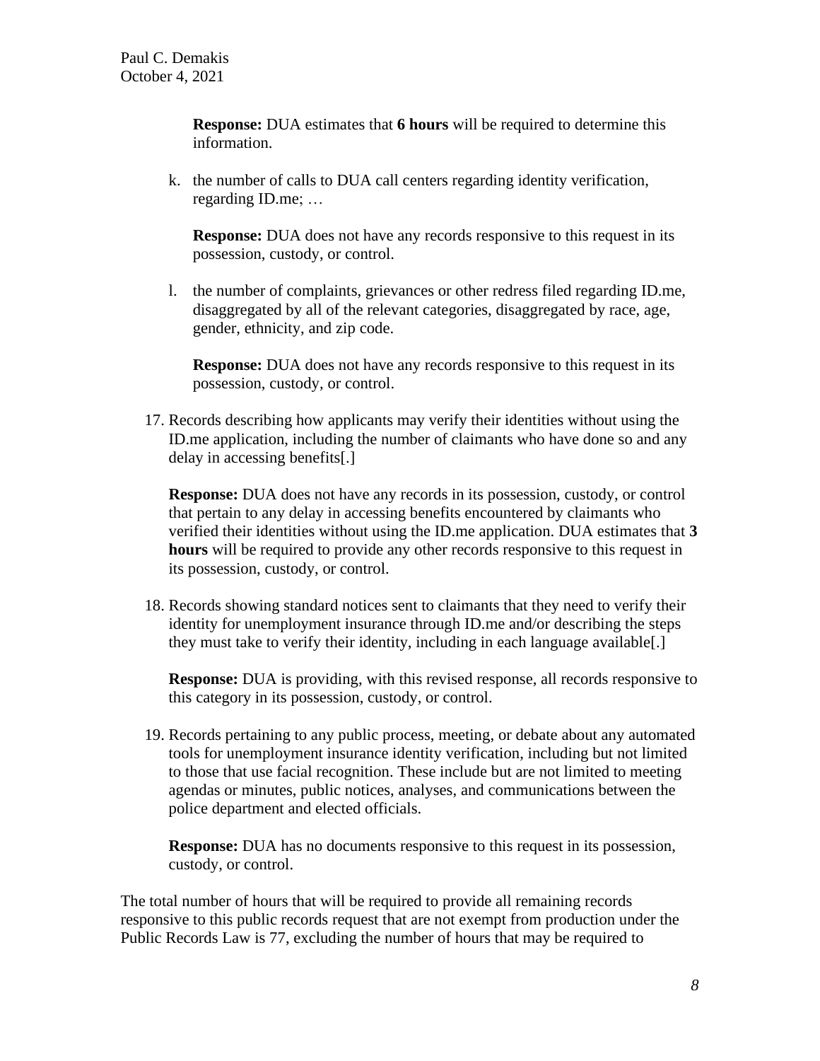**Response:** DUA estimates that **6 hours** will be required to determine this information.

k. the number of calls to DUA call centers regarding identity verification, regarding ID.me; …

   **Response:** DUA does not have any records responsive to this request in its possession, custody, or control.

l. the number of complaints, grievances or other redress filed regarding ID.me, disaggregated by all of the relevant categories, disaggregated by race, age, gender, ethnicity, and zip code.

   **Response:** DUA does not have any records responsive to this request in its possession, custody, or control.

17. Records describing how applicants may verify their identities without using the ID.me application, including the number of claimants who have done so and any delay in accessing benefits[.]

    **Response:** DUA does not have any records in its possession, custody, or control that pertain to any delay in accessing benefits encountered by claimants who verified their identities without using the ID.me application. DUA estimates that **3 hours** will be required to provide any other records responsive to this request in its possession, custody, or control.

18. Records showing standard notices sent to claimants that they need to verify their identity for unemployment insurance through ID.me and/or describing the steps they must take to verify their identity, including in each language available[.]

    **Response:** DUA is providing, with this revised response, all records responsive to this category in its possession, custody, or control.

19. Records pertaining to any public process, meeting, or debate about any automated tools for unemployment insurance identity verification, including but not limited to those that use facial recognition. These include but are not limited to meeting agendas or minutes, public notices, analyses, and communications between the police department and elected officials.

    **Response:** DUA has no documents responsive to this request in its possession, custody, or control.

The total number of hours that will be required to provide all remaining records responsive to this public records request that are not exempt from production under the Public Records Law is 77, excluding the number of hours that may be required to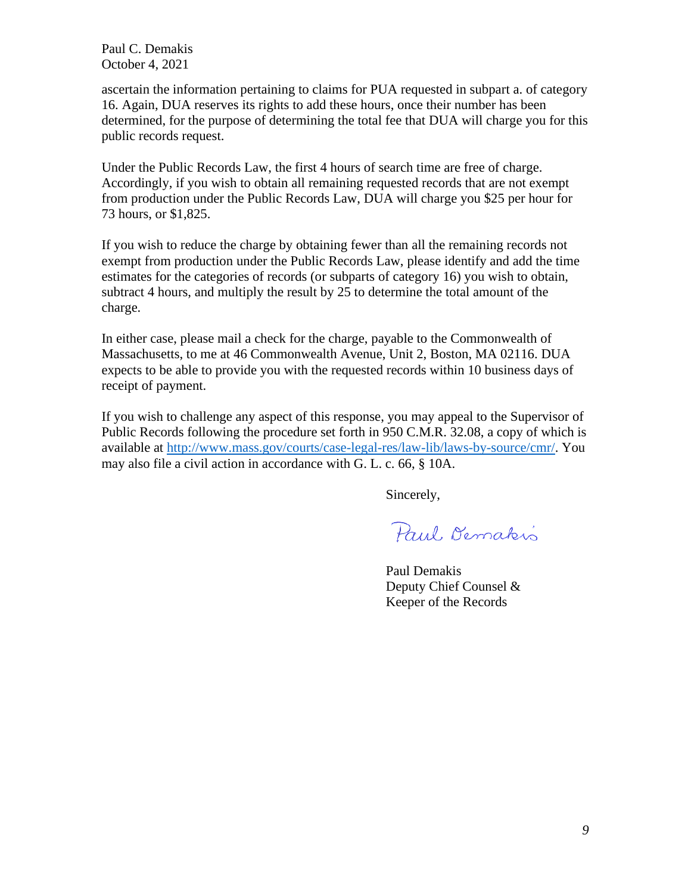ascertain the information pertaining to claims for PUA requested in subpart a. of category 16. Again, DUA reserves its rights to add these hours, once their number has been determined, for the purpose of determining the total fee that DUA will charge you for this public records request.

Under the Public Records Law, the first 4 hours of search time are free of charge. Accordingly, if you wish to obtain all remaining requested records that are not exempt from production under the Public Records Law, DUA will charge you $25 per hour for 73 hours, or $1,825.

If you wish to reduce the charge by obtaining fewer than all the remaining records not exempt from production under the Public Records Law, please identify and add the time estimates for the categories of records (or subparts of category 16) you wish to obtain, subtract 4 hours, and multiply the result by 25 to determine the total amount of the charge.

In either case, please mail a check for the charge, payable to the Commonwealth of Massachusetts, to me at 46 Commonwealth Avenue, Unit 2, Boston, MA 02116. DUA expects to be able to provide you with the requested records within 10 business days of receipt of payment.

If you wish to challenge any aspect of this response, you may appeal to the Supervisor of Public Records following the procedure set forth in 950 C.M.R. 32.08, a copy of which is available at http://www.mass.gov/courts/case-legal-res/law-lib/laws-by-source/cmr/. You may also file a civil action in accordance with G. L. c. 66, § 10A.

Sincerely,

Paul Demakis

Paul Demakis
Deputy Chief Counsel &
Keeper of the Records